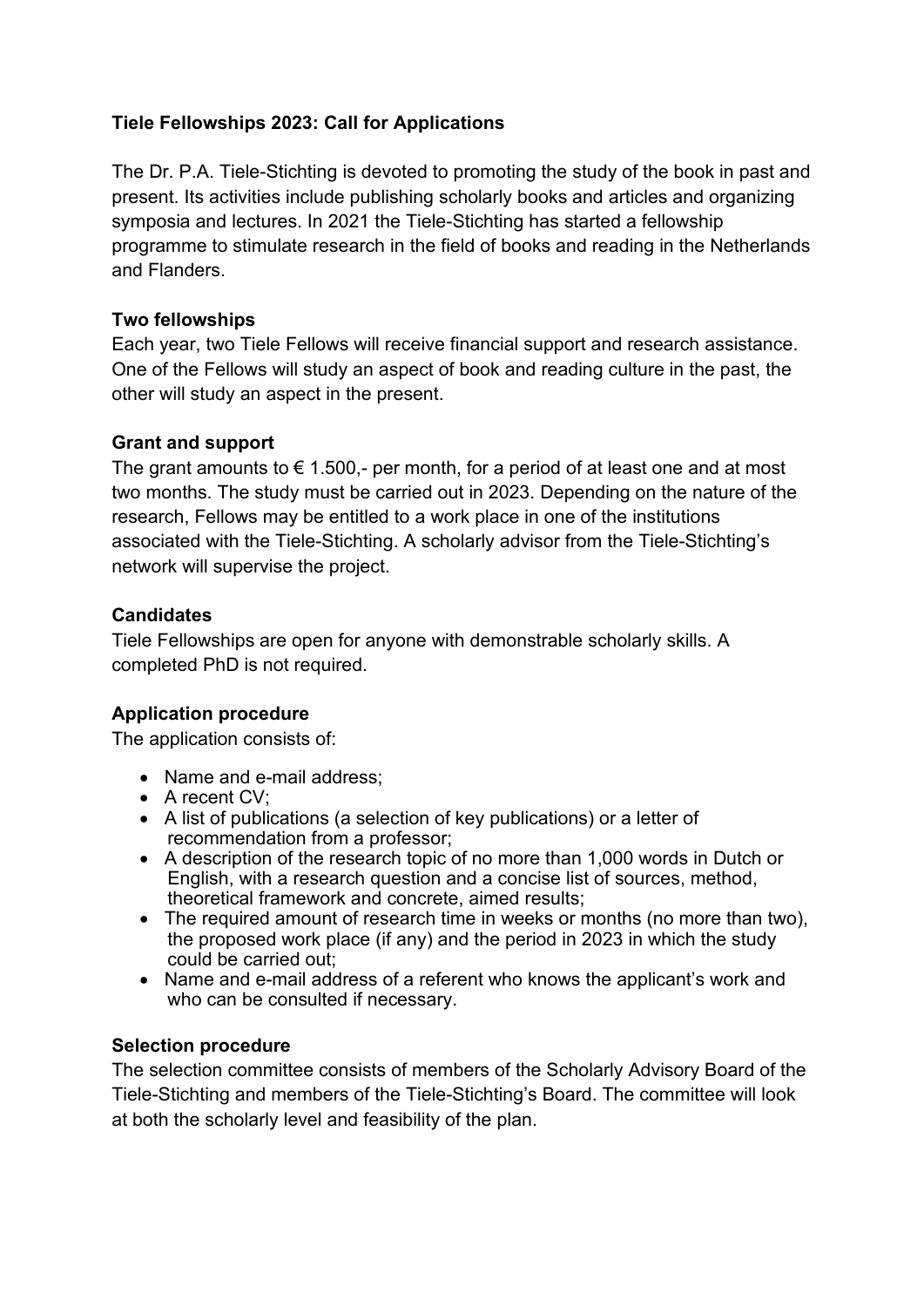# Tiele Fellowships 2023: Call for Applications

The Dr. P.A. Tiele-Stichting is devoted to promoting the study of the book in past and present. Its activities include publishing scholarly books and articles and organizing symposia and lectures. In 2021 the Tiele-Stichting has started a fellowship programme to stimulate research in the field of books and reading in the Netherlands and Flanders.

## Two fellowships

Each year, two Tiele Fellows will receive financial support and research assistance. One of the Fellows will study an aspect of book and reading culture in the past, the other will study an aspect in the present.

## Grant and support

The grant amounts to € 1.500,- per month, for a period of at least one and at most two months. The study must be carried out in 2023. Depending on the nature of the research, Fellows may be entitled to a work place in one of the institutions associated with the Tiele-Stichting. A scholarly advisor from the Tiele-Stichting's network will supervise the project.

## Candidates

Tiele Fellowships are open for anyone with demonstrable scholarly skills. A completed PhD is not required.

## Application procedure

The application consists of:

- Name and e-mail address;
- A recent CV;
- A list of publications (a selection of key publications) or a letter of recommendation from a professor;
- A description of the research topic of no more than 1,000 words in Dutch or English, with a research question and a concise list of sources, method, theoretical framework and concrete, aimed results;
- The required amount of research time in weeks or months (no more than two), the proposed work place (if any) and the period in 2023 in which the study could be carried out;
- Name and e-mail address of a referent who knows the applicant's work and who can be consulted if necessary.

## Selection procedure

The selection committee consists of members of the Scholarly Advisory Board of the Tiele-Stichting and members of the Tiele-Stichting's Board. The committee will look at both the scholarly level and feasibility of the plan.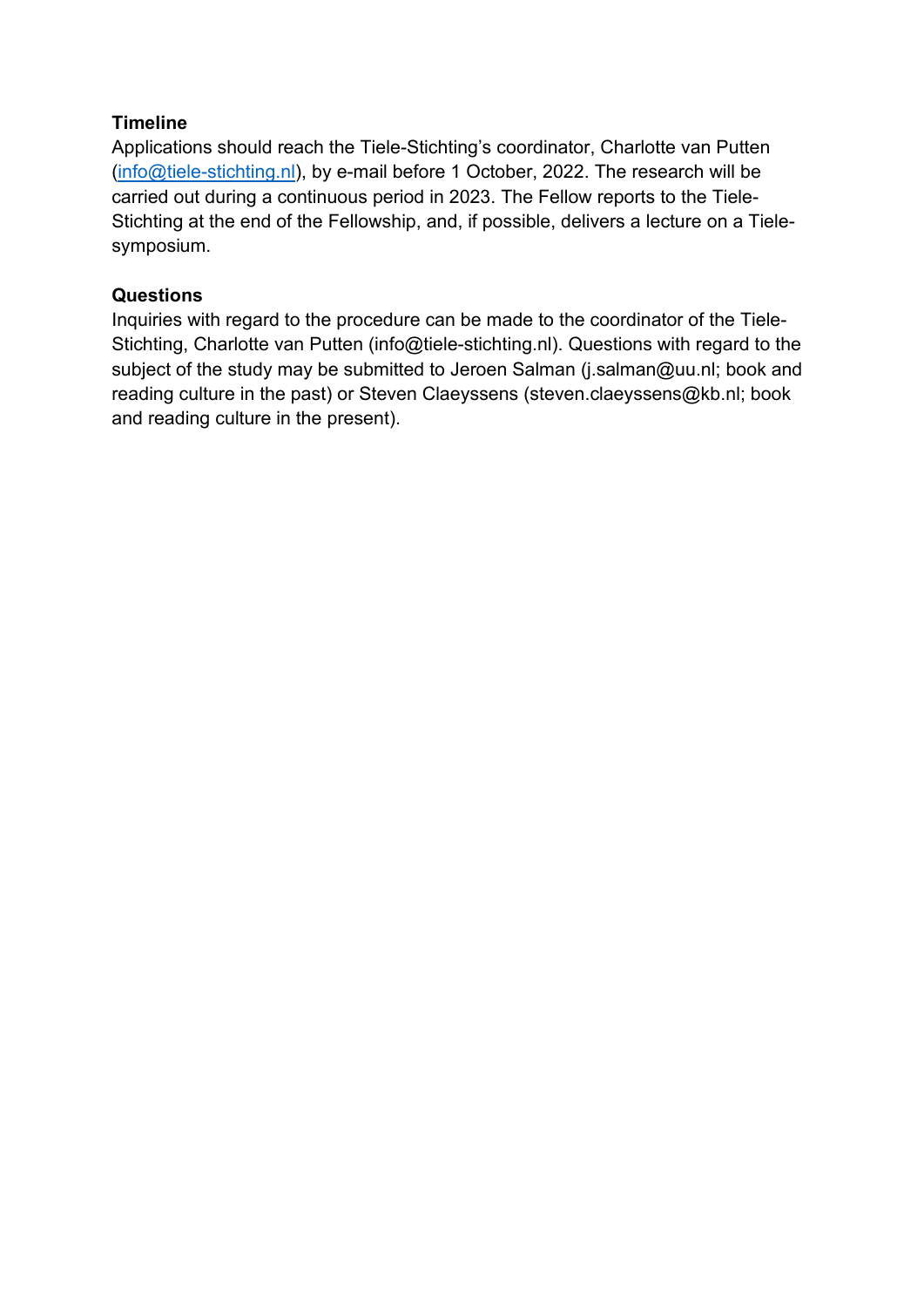**Timeline**

Applications should reach the Tiele-Stichting's coordinator, Charlotte van Putten (info@tiele-stichting.nl), by e-mail before 1 October, 2022. The research will be carried out during a continuous period in 2023. The Fellow reports to the Tiele-Stichting at the end of the Fellowship, and, if possible, delivers a lecture on a Tiele-symposium.

**Questions**

Inquiries with regard to the procedure can be made to the coordinator of the Tiele-Stichting, Charlotte van Putten (info@tiele-stichting.nl). Questions with regard to the subject of the study may be submitted to Jeroen Salman (j.salman@uu.nl; book and reading culture in the past) or Steven Claeyssens (steven.claeyssens@kb.nl; book and reading culture in the present).